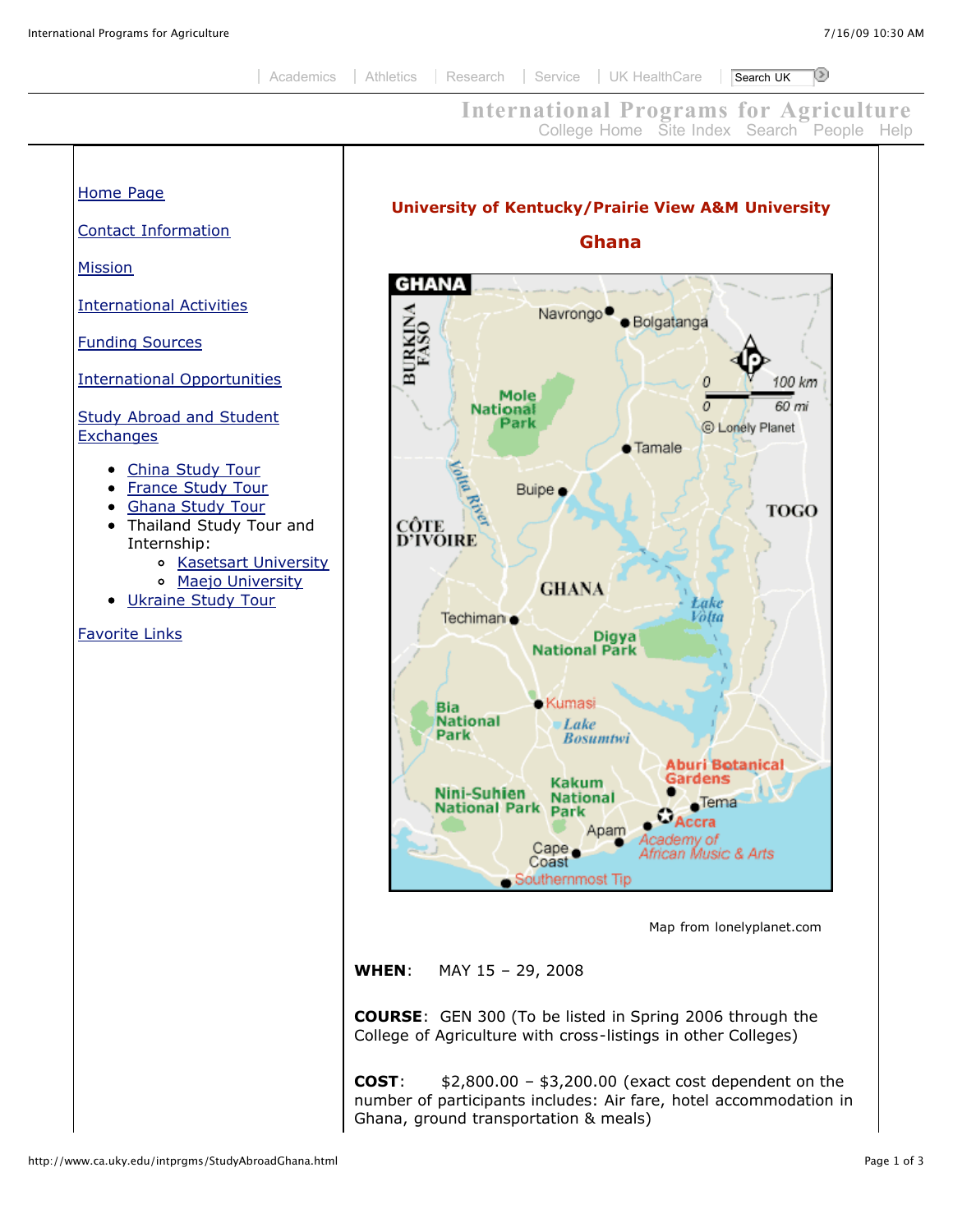| Academics | Athletics | Research | Service | UK HealthCare |

# International Programs for Agriculture

College Home Site Index Search People Help

- Home Page
- Contact Information
- Mission
- International Activities
- Funding Sources
- International Opportunities
- Study Abroad and Student Exchanges
  - China Study Tour
  - France Study Tour
  - Ghana Study Tour
  - Thailand Study Tour and Internship:
    - Kasetsart University
    - Maejo University
  - Ukraine Study Tour
- Favorite Links

## University of Kentucky/Prairie View A&M University

## Ghana

Map from lonelyplanet.com

**WHEN**: MAY 15 – 29, 2008

**COURSE**: GEN 300 (To be listed in Spring 2006 through the College of Agriculture with cross-listings in other Colleges)

**COST**: $2,800.00 – $3,200.00 (exact cost dependent on the number of participants includes: Air fare, hotel accommodation in Ghana, ground transportation & meals)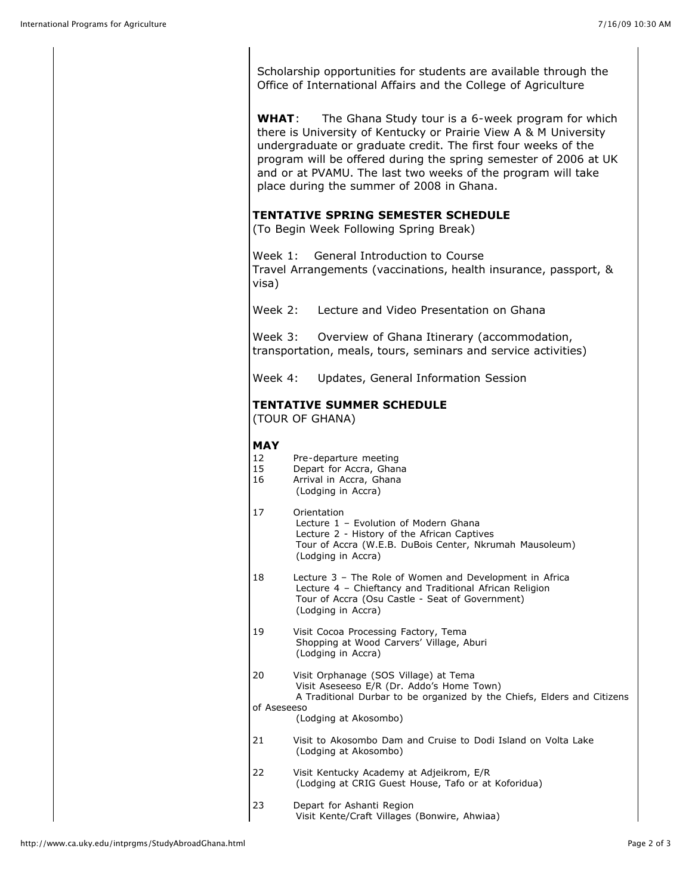Scholarship opportunities for students are available through the Office of International Affairs and the College of Agriculture

**WHAT**: The Ghana Study tour is a 6-week program for which there is University of Kentucky or Prairie View A & M University undergraduate or graduate credit. The first four weeks of the program will be offered during the spring semester of 2006 at UK and or at PVAMU. The last two weeks of the program will take place during the summer of 2008 in Ghana.

**TENTATIVE SPRING SEMESTER SCHEDULE**
(To Begin Week Following Spring Break)

Week 1: General Introduction to Course
Travel Arrangements (vaccinations, health insurance, passport, & visa)

Week 2: Lecture and Video Presentation on Ghana

Week 3: Overview of Ghana Itinerary (accommodation, transportation, meals, tours, seminars and service activities)

Week 4: Updates, General Information Session

**TENTATIVE SUMMER SCHEDULE**
(TOUR OF GHANA)

**MAY**

12 Pre-departure meeting
15 Depart for Accra, Ghana
16 Arrival in Accra, Ghana
(Lodging in Accra)

17 Orientation
Lecture 1 – Evolution of Modern Ghana
Lecture 2 - History of the African Captives
Tour of Accra (W.E.B. DuBois Center, Nkrumah Mausoleum)
(Lodging in Accra)

18 Lecture 3 – The Role of Women and Development in Africa
Lecture 4 – Chieftancy and Traditional African Religion
Tour of Accra (Osu Castle - Seat of Government)
(Lodging in Accra)

19 Visit Cocoa Processing Factory, Tema
Shopping at Wood Carvers' Village, Aburi
(Lodging in Accra)

20 Visit Orphanage (SOS Village) at Tema
Visit Aseseeso E/R (Dr. Addo's Home Town)
A Traditional Durbar to be organized by the Chiefs, Elders and Citizens of Aseseeso
(Lodging at Akosombo)

21 Visit to Akosombo Dam and Cruise to Dodi Island on Volta Lake
(Lodging at Akosombo)

22 Visit Kentucky Academy at Adjeikrom, E/R
(Lodging at CRIG Guest House, Tafo or at Koforidua)

23 Depart for Ashanti Region
Visit Kente/Craft Villages (Bonwire, Ahwiaa)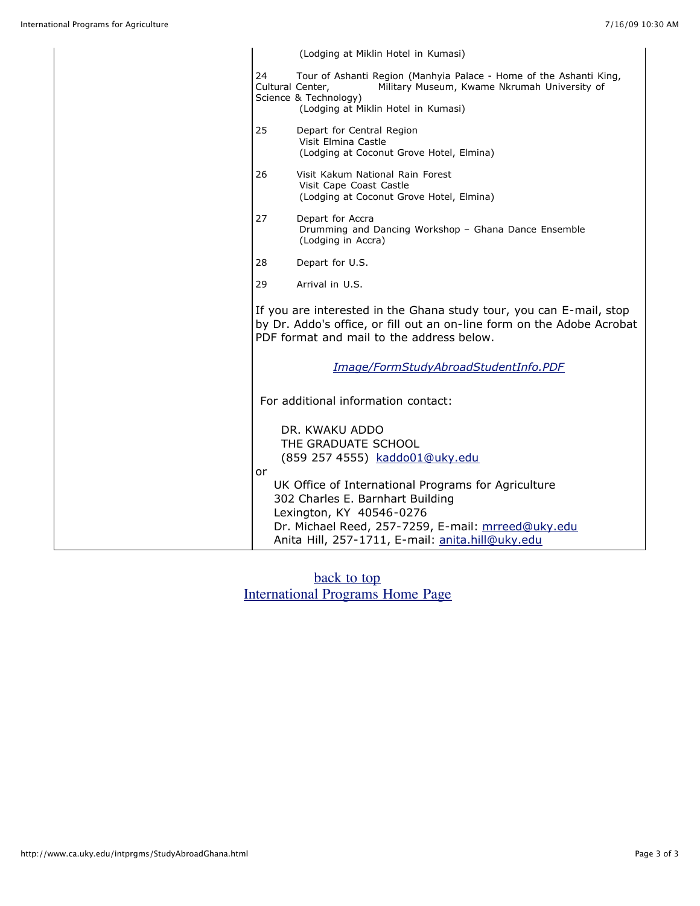(Lodging at Miklin Hotel in Kumasi)

24 Tour of Ashanti Region (Manhyia Palace - Home of the Ashanti King, Cultural Center, Military Museum, Kwame Nkrumah University of Science & Technology)
(Lodging at Miklin Hotel in Kumasi)

25 Depart for Central Region
Visit Elmina Castle
(Lodging at Coconut Grove Hotel, Elmina)

26 Visit Kakum National Rain Forest
Visit Cape Coast Castle
(Lodging at Coconut Grove Hotel, Elmina)

27 Depart for Accra
Drumming and Dancing Workshop – Ghana Dance Ensemble
(Lodging in Accra)

28 Depart for U.S.

29 Arrival in U.S.

If you are interested in the Ghana study tour, you can E-mail, stop by Dr. Addo's office, or fill out an on-line form on the Adobe Acrobat PDF format and mail to the address below.

*Image/FormStudyAbroadStudentInfo.PDF*

For additional information contact:

DR. KWAKU ADDO
THE GRADUATE SCHOOL
(859 257 4555) kaddo01@uky.edu

or

UK Office of International Programs for Agriculture
302 Charles E. Barnhart Building
Lexington, KY 40546-0276
Dr. Michael Reed, 257-7259, E-mail: mrreed@uky.edu
Anita Hill, 257-1711, E-mail: anita.hill@uky.edu

back to top
International Programs Home Page